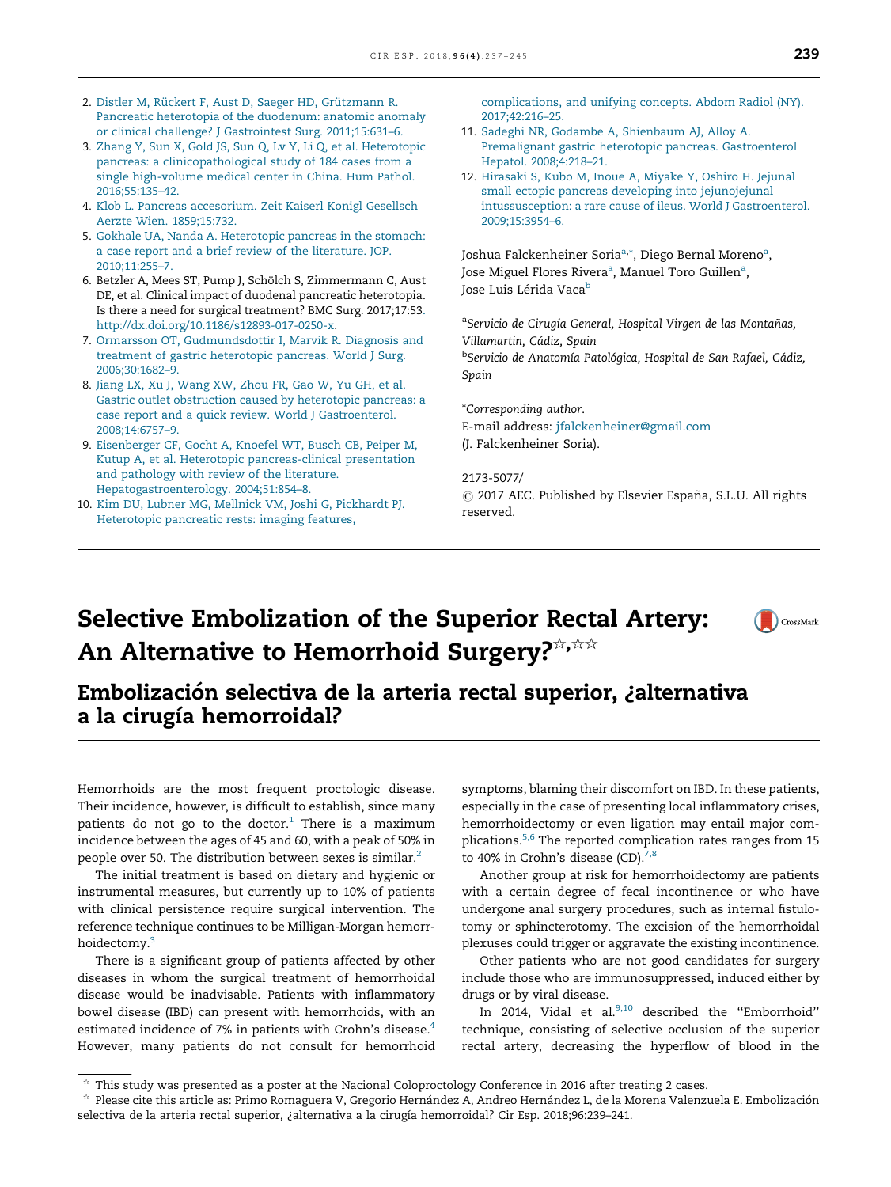2. Distler M, Rückert F, Aust D, Saeger HD, Grützmann R. Pancreatic heterotopia of the duodenum: anatomic anomaly or clinical challenge? J Gastrointest Surg. 2011;15:631–6.
3. Zhang Y, Sun X, Gold JS, Sun Q, Lv Y, Li Q, et al. Heterotopic pancreas: a clinicopathological study of 184 cases from a single high-volume medical center in China. Hum Pathol. 2016;55:135–42.
4. Klob L. Pancreas accesorium. Zeit Kaiserl Konigl Gesellsch Aerzte Wien. 1859;15:732.
5. Gokhale UA, Nanda A. Heterotopic pancreas in the stomach: a case report and a brief review of the literature. JOP. 2010;11:255–7.
6. Betzler A, Mees ST, Pump J, Schölch S, Zimmermann C, Aust DE, et al. Clinical impact of duodenal pancreatic heterotopia. Is there a need for surgical treatment? BMC Surg. 2017;17:53. http://dx.doi.org/10.1186/s12893-017-0250-x.
7. Ormarsson OT, Gudmundsdottir I, Marvik R. Diagnosis and treatment of gastric heterotopic pancreas. World J Surg. 2006;30:1682–9.
8. Jiang LX, Xu J, Wang XW, Zhou FR, Gao W, Yu GH, et al. Gastric outlet obstruction caused by heterotopic pancreas: a case report and a quick review. World J Gastroenterol. 2008;14:6757–9.
9. Eisenberger CF, Gocht A, Knoefel WT, Busch CB, Peiper M, Kutup A, et al. Heterotopic pancreas-clinical presentation and pathology with review of the literature. Hepatogastroenterology. 2004;51:854–8.
10. Kim DU, Lubner MG, Mellnick VM, Joshi G, Pickhardt PJ. Heterotopic pancreatic rests: imaging features, complications, and unifying concepts. Abdom Radiol (NY). 2017;42:216–25.
11. Sadeghi NR, Godambe A, Shienbaum AJ, Alloy A. Premalignant gastric heterotopic pancreas. Gastroenterol Hepatol. 2008;4:218–21.
12. Hirasaki S, Kubo M, Inoue A, Miyake Y, Oshiro H. Jejunal small ectopic pancreas developing into jejunojejunal intussusception: a rare cause of ileus. World J Gastroenterol. 2009;15:3954–6.

Joshua Falckenheiner Soria[a,*], Diego Bernal Moreno[a], Jose Miguel Flores Rivera[a], Manuel Toro Guillen[a], Jose Luis Lérida Vaca[b]

[a]*Servicio de Cirugía General, Hospital Virgen de las Montañas, Villamartin, Cádiz, Spain*
[b]*Servicio de Anatomía Patológica, Hospital de San Rafael, Cádiz, Spain*

*Corresponding author.
E-mail address: jfalckenheiner@gmail.com
(J. Falckenheiner Soria).

2173-5077/
© 2017 AEC. Published by Elsevier España, S.L.U. All rights reserved.

# Selective Embolization of the Superior Rectal Artery: An Alternative to Hemorrhoid Surgery?[☆,☆☆]

## Embolización selectiva de la arteria rectal superior, ¿alternativa a la cirugía hemorroidal?

Hemorrhoids are the most frequent proctologic disease. Their incidence, however, is difficult to establish, since many patients do not go to the doctor.[1] There is a maximum incidence between the ages of 45 and 60, with a peak of 50% in people over 50. The distribution between sexes is similar.[2]

The initial treatment is based on dietary and hygienic or instrumental measures, but currently up to 10% of patients with clinical persistence require surgical intervention. The reference technique continues to be Milligan-Morgan hemorrhoidectomy.[3]

There is a significant group of patients affected by other diseases in whom the surgical treatment of hemorrhoidal disease would be inadvisable. Patients with inflammatory bowel disease (IBD) can present with hemorrhoids, with an estimated incidence of 7% in patients with Crohn's disease.[4] However, many patients do not consult for hemorrhoid symptoms, blaming their discomfort on IBD. In these patients, especially in the case of presenting local inflammatory crises, hemorrhoidectomy or even ligation may entail major complications.[5,6] The reported complication rates ranges from 15 to 40% in Crohn's disease (CD).[7,8]

Another group at risk for hemorrhoidectomy are patients with a certain degree of fecal incontinence or who have undergone anal surgery procedures, such as internal fistulotomy or sphincterotomy. The excision of the hemorrhoidal plexuses could trigger or aggravate the existing incontinence.

Other patients who are not good candidates for surgery include those who are immunosuppressed, induced either by drugs or by viral disease.

In 2014, Vidal et al.[9,10] described the "Emborrhoid" technique, consisting of selective occlusion of the superior rectal artery, decreasing the hyperflow of blood in the

☆ This study was presented as a poster at the Nacional Coloproctology Conference in 2016 after treating 2 cases.
☆☆ Please cite this article as: Primo Romaguera V, Gregorio Hernández A, Andreo Hernández L, de la Morena Valenzuela E. Embolización selectiva de la arteria rectal superior, ¿alternativa a la cirugía hemorroidal? Cir Esp. 2018;96:239–241.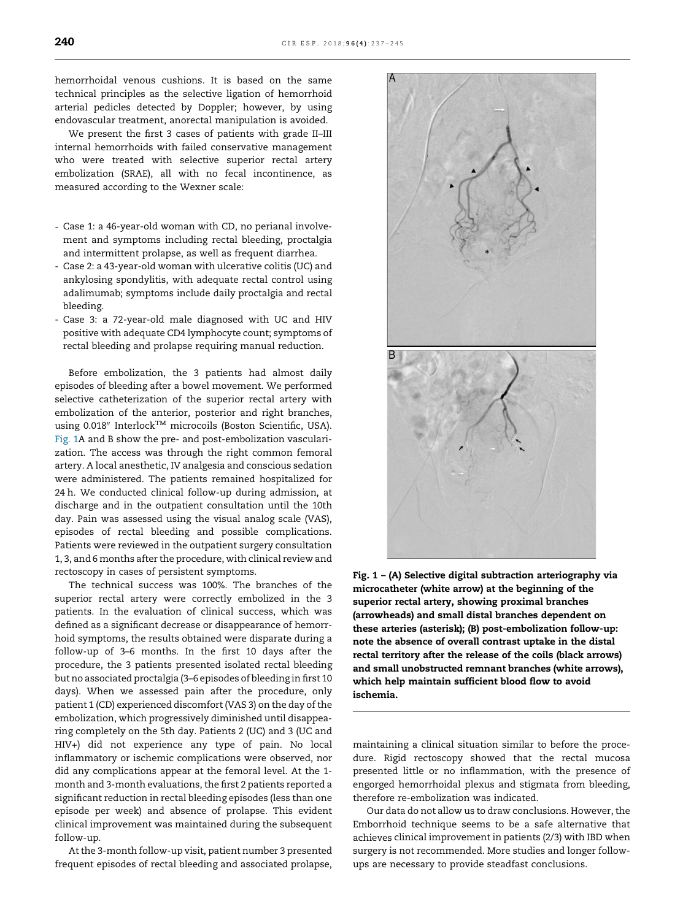hemorrhoidal venous cushions. It is based on the same technical principles as the selective ligation of hemorrhoid arterial pedicles detected by Doppler; however, by using endovascular treatment, anorectal manipulation is avoided.

We present the first 3 cases of patients with grade II–III internal hemorrhoids with failed conservative management who were treated with selective superior rectal artery embolization (SRAE), all with no fecal incontinence, as measured according to the Wexner scale:

- Case 1: a 46-year-old woman with CD, no perianal involvement and symptoms including rectal bleeding, proctalgia and intermittent prolapse, as well as frequent diarrhea.
- Case 2: a 43-year-old woman with ulcerative colitis (UC) and ankylosing spondylitis, with adequate rectal control using adalimumab; symptoms include daily proctalgia and rectal bleeding.
- Case 3: a 72-year-old male diagnosed with UC and HIV positive with adequate CD4 lymphocyte count; symptoms of rectal bleeding and prolapse requiring manual reduction.

Before embolization, the 3 patients had almost daily episodes of bleeding after a bowel movement. We performed selective catheterization of the superior rectal artery with embolization of the anterior, posterior and right branches, using 0.018″ Interlock™ microcoils (Boston Scientific, USA). Fig. 1A and B show the pre- and post-embolization vascularization. The access was through the right common femoral artery. A local anesthetic, IV analgesia and conscious sedation were administered. The patients remained hospitalized for 24 h. We conducted clinical follow-up during admission, at discharge and in the outpatient consultation until the 10th day. Pain was assessed using the visual analog scale (VAS), episodes of rectal bleeding and possible complications. Patients were reviewed in the outpatient surgery consultation 1, 3, and 6 months after the procedure, with clinical review and rectoscopy in cases of persistent symptoms.

The technical success was 100%. The branches of the superior rectal artery were correctly embolized in the 3 patients. In the evaluation of clinical success, which was defined as a significant decrease or disappearance of hemorrhoid symptoms, the results obtained were disparate during a follow-up of 3–6 months. In the first 10 days after the procedure, the 3 patients presented isolated rectal bleeding but no associated proctalgia (3–6 episodes of bleeding in first 10 days). When we assessed pain after the procedure, only patient 1 (CD) experienced discomfort (VAS 3) on the day of the embolization, which progressively diminished until disappearing completely on the 5th day. Patients 2 (UC) and 3 (UC and HIV+) did not experience any type of pain. No local inflammatory or ischemic complications were observed, nor did any complications appear at the femoral level. At the 1-month and 3-month evaluations, the first 2 patients reported a significant reduction in rectal bleeding episodes (less than one episode per week) and absence of prolapse. This evident clinical improvement was maintained during the subsequent follow-up.

At the 3-month follow-up visit, patient number 3 presented frequent episodes of rectal bleeding and associated prolapse, maintaining a clinical situation similar to before the procedure. Rigid rectoscopy showed that the rectal mucosa presented little or no inflammation, with the presence of engorged hemorrhoidal plexus and stigmata from bleeding, therefore re-embolization was indicated.

Our data do not allow us to draw conclusions. However, the Emborrhoid technique seems to be a safe alternative that achieves clinical improvement in patients (2/3) with IBD when surgery is not recommended. More studies and longer follow-ups are necessary to provide steadfast conclusions.

**Fig. 1 – (A) Selective digital subtraction arteriography via microcatheter (white arrow) at the beginning of the superior rectal artery, showing proximal branches (arrowheads) and small distal branches dependent on these arteries (asterisk); (B) post-embolization follow-up: note the absence of overall contrast uptake in the distal rectal territory after the release of the coils (black arrows) and small unobstructed remnant branches (white arrows), which help maintain sufficient blood flow to avoid ischemia.**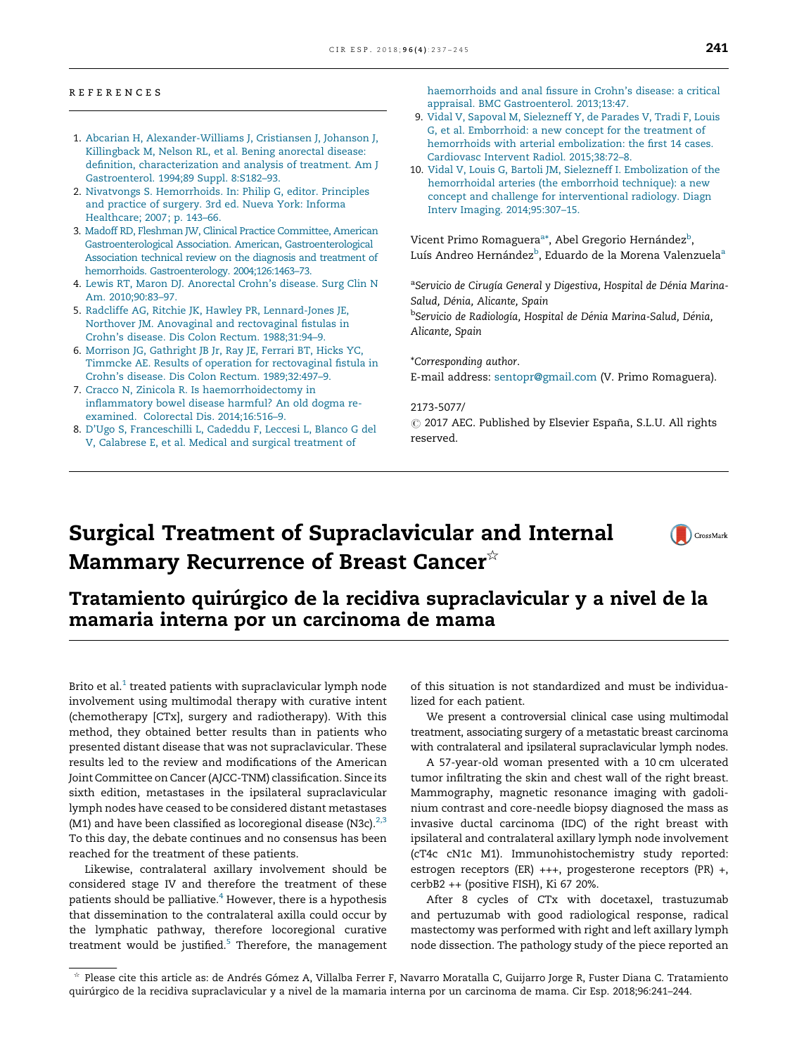## REFERENCES

1. Abcarian H, Alexander-Williams J, Cristiansen J, Johanson J, Killingback M, Nelson RL, et al. Bening anorectal disease: definition, characterization and analysis of treatment. Am J Gastroenterol. 1994;89 Suppl. 8:S182–93.
2. Nivatvongs S. Hemorrhoids. In: Philip G, editor. Principles and practice of surgery. 3rd ed. Nueva York: Informa Healthcare; 2007; p. 143–66.
3. Madoff RD, Fleshman JW, Clinical Practice Committee, American Gastroenterological Association. American, Gastroenterological Association technical review on the diagnosis and treatment of hemorrhoids. Gastroenterology. 2004;126:1463–73.
4. Lewis RT, Maron DJ. Anorectal Crohn's disease. Surg Clin N Am. 2010;90:83–97.
5. Radcliffe AG, Ritchie JK, Hawley PR, Lennard-Jones JE, Northover JM. Anovaginal and rectovaginal fistulas in Crohn's disease. Dis Colon Rectum. 1988;31:94–9.
6. Morrison JG, Gathright JB Jr, Ray JE, Ferrari BT, Hicks YC, Timmcke AE. Results of operation for rectovaginal fistula in Crohn's disease. Dis Colon Rectum. 1989;32:497–9.
7. Cracco N, Zinicola R. Is haemorrhoidectomy in inflammatory bowel disease harmful? An old dogma re-examined. Colorectal Dis. 2014;16:516–9.
8. D'Ugo S, Franceschilli L, Cadeddu F, Leccesi L, Blanco G del V, Calabrese E, et al. Medical and surgical treatment of haemorrhoids and anal fissure in Crohn's disease: a critical appraisal. BMC Gastroenterol. 2013;13:47.
9. Vidal V, Sapoval M, Sielezneff Y, de Parades V, Tradi F, Louis G, et al. Emborrhoid: a new concept for the treatment of hemorrhoids with arterial embolization: the first 14 cases. Cardiovasc Intervent Radiol. 2015;38:72–8.
10. Vidal V, Louis G, Bartoli JM, Sielezneff I. Embolization of the hemorrhoidal arteries (the emborrhoid technique): a new concept and challenge for interventional radiology. Diagn Interv Imaging. 2014;95:307–15.

Vicent Primo Romaguera[a,*], Abel Gregorio Hernández[b], Luís Andreo Hernández[b], Eduardo de la Morena Valenzuela[a]

[a] *Servicio de Cirugía General y Digestiva, Hospital de Dénia Marina-Salud, Dénia, Alicante, Spain*
[b] *Servicio de Radiología, Hospital de Dénia Marina-Salud, Dénia, Alicante, Spain*

*\*Corresponding author.*
E-mail address: sentopr@gmail.com (V. Primo Romaguera).

2173-5077/
© 2017 AEC. Published by Elsevier España, S.L.U. All rights reserved.

# Surgical Treatment of Supraclavicular and Internal Mammary Recurrence of Breast Cancer[☆]

## Tratamiento quirúrgico de la recidiva supraclavicular y a nivel de la mamaria interna por un carcinoma de mama

Brito et al.[1] treated patients with supraclavicular lymph node involvement using multimodal therapy with curative intent (chemotherapy [CTx], surgery and radiotherapy). With this method, they obtained better results than in patients who presented distant disease that was not supraclavicular. These results led to the review and modifications of the American Joint Committee on Cancer (AJCC-TNM) classification. Since its sixth edition, metastases in the ipsilateral supraclavicular lymph nodes have ceased to be considered distant metastases (M1) and have been classified as locoregional disease (N3c).[2,3] To this day, the debate continues and no consensus has been reached for the treatment of these patients.

Likewise, contralateral axillary involvement should be considered stage IV and therefore the treatment of these patients should be palliative.[4] However, there is a hypothesis that dissemination to the contralateral axilla could occur by the lymphatic pathway, therefore locoregional curative treatment would be justified.[5] Therefore, the management of this situation is not standardized and must be individualized for each patient.

We present a controversial clinical case using multimodal treatment, associating surgery of a metastatic breast carcinoma with contralateral and ipsilateral supraclavicular lymph nodes.

A 57-year-old woman presented with a 10 cm ulcerated tumor infiltrating the skin and chest wall of the right breast. Mammography, magnetic resonance imaging with gadolinium contrast and core-needle biopsy diagnosed the mass as invasive ductal carcinoma (IDC) of the right breast with ipsilateral and contralateral axillary lymph node involvement (cT4c cN1c M1). Immunohistochemistry study reported: estrogen receptors (ER) +++, progesterone receptors (PR) +, cerbB2 ++ (positive FISH), Ki 67 20%.

After 8 cycles of CTx with docetaxel, trastuzumab and pertuzumab with good radiological response, radical mastectomy was performed with right and left axillary lymph node dissection. The pathology study of the piece reported an

☆ Please cite this article as: de Andrés Gómez A, Villalba Ferrer F, Navarro Moratalla C, Guijarro Jorge R, Fuster Diana C. Tratamiento quirúrgico de la recidiva supraclavicular y a nivel de la mamaria interna por un carcinoma de mama. Cir Esp. 2018;96:241–244.